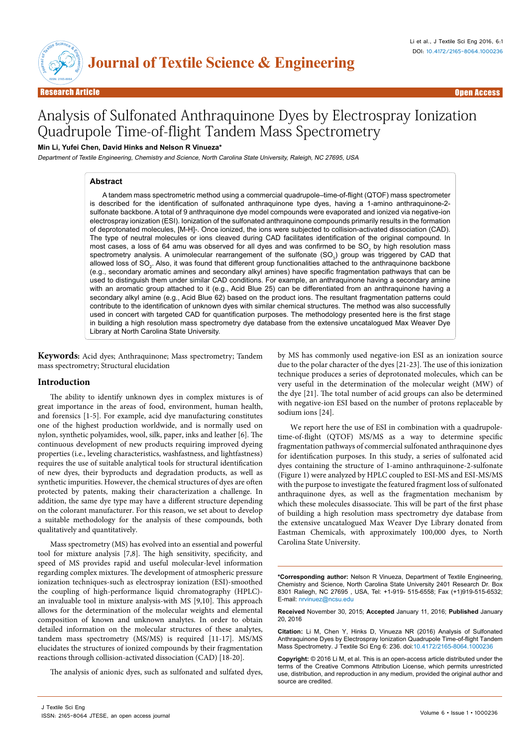Research Article — Open Access

# Analysis of Sulfonated Anthraquinone Dyes by Electrospray Ionization Quadrupole Time-of-flight Tandem Mass Spectrometry

**Min Li, Yufei Chen, David Hinks and Nelson R Vinueza***

*Department of Textile Engineering, Chemistry and Science, North Carolina State University, Raleigh, NC 27695, USA*

## Abstract

A tandem mass spectrometric method using a commercial quadrupole–time-of-flight (QTOF) mass spectrometer is described for the identification of sulfonated anthraquinone type dyes, having a 1-amino anthraquinone-2-sulfonate backbone. A total of 9 anthraquinone dye model compounds were evaporated and ionized via negative-ion electrospray ionization (ESI). Ionization of the sulfonated anthraquinone compounds primarily results in the formation of deprotonated molecules, [M-H]-. Once ionized, the ions were subjected to collision-activated dissociation (CAD). The type of neutral molecules or ions cleaved during CAD facilitates identification of the original compound. In most cases, a loss of 64 amu was observed for all dyes and was confirmed to be $SO_2$ by high resolution mass spectrometry analysis. A unimolecular rearrangement of the sulfonate ($SO_3$) group was triggered by CAD that allowed loss of $SO_2$. Also, it was found that different group functionalities attached to the anthraquinone backbone (e.g., secondary aromatic amines and secondary alkyl amines) have specific fragmentation pathways that can be used to distinguish them under similar CAD conditions. For example, an anthraquinone having a secondary amine with an aromatic group attached to it (e.g., Acid Blue 25) can be differentiated from an anthraquinone having a secondary alkyl amine (e.g., Acid Blue 62) based on the product ions. The resultant fragmentation patterns could contribute to the identification of unknown dyes with similar chemical structures. The method was also successfully used in concert with targeted CAD for quantification purposes. The methodology presented here is the first stage in building a high resolution mass spectrometry dye database from the extensive uncatalogued Max Weaver Dye Library at North Carolina State University.

**Keywords:** Acid dyes; Anthraquinone; Mass spectrometry; Tandem mass spectrometry; Structural elucidation

## Introduction

The ability to identify unknown dyes in complex mixtures is of great importance in the areas of food, environment, human health, and forensics [1-5]. For example, acid dye manufacturing constitutes one of the highest production worldwide, and is normally used on nylon, synthetic polyamides, wool, silk, paper, inks and leather [6]. The continuous development of new products requiring improved dyeing properties (i.e., leveling characteristics, washfastness, and lightfastness) requires the use of suitable analytical tools for structural identification of new dyes, their byproducts and degradation products, as well as synthetic impurities. However, the chemical structures of dyes are often protected by patents, making their characterization a challenge. In addition, the same dye type may have a different structure depending on the colorant manufacturer. For this reason, we set about to develop a suitable methodology for the analysis of these compounds, both qualitatively and quantitatively.

Mass spectrometry (MS) has evolved into an essential and powerful tool for mixture analysis [7,8]. The high sensitivity, specificity, and speed of MS provides rapid and useful molecular-level information regarding complex mixtures. The development of atmospheric pressure ionization techniques-such as electrospray ionization (ESI)-smoothed the coupling of high-performance liquid chromatography (HPLC)-an invaluable tool in mixture analysis-with MS [9,10]. This approach allows for the determination of the molecular weights and elemental composition of known and unknown analytes. In order to obtain detailed information on the molecular structures of these analytes, tandem mass spectrometry (MS/MS) is required [11-17]. MS/MS elucidates the structures of ionized compounds by their fragmentation reactions through collision-activated dissociation (CAD) [18-20].

The analysis of anionic dyes, such as sulfonated and sulfated dyes, by MS has commonly used negative-ion ESI as an ionization source due to the polar character of the dyes [21-23]. The use of this ionization technique produces a series of deprotonated molecules, which can be very useful in the determination of the molecular weight (MW) of the dye [21]. The total number of acid groups can also be determined with negative-ion ESI based on the number of protons replaceable by sodium ions [24].

We report here the use of ESI in combination with a quadrupole-time-of-flight (QTOF) MS/MS as a way to determine specific fragmentation pathways of commercial sulfonated anthraquinone dyes for identification purposes. In this study, a series of sulfonated acid dyes containing the structure of 1-amino anthraquinone-2-sulfonate (Figure 1) were analyzed by HPLC coupled to ESI-MS and ESI-MS/MS with the purpose to investigate the featured fragment loss of sulfonated anthraquinone dyes, as well as the fragmentation mechanism by which these molecules disassociate. This will be part of the first phase of building a high resolution mass spectrometry dye database from the extensive uncatalogued Max Weaver Dye Library donated from Eastman Chemicals, with approximately 100,000 dyes, to North Carolina State University.

**\*Corresponding author:** Nelson R Vinueza, Department of Textile Engineering, Chemistry and Science, North Carolina State University 2401 Research Dr. Box 8301 Raliegh, NC 27695 , USA, Tel: +1-919- 515-6558; Fax (+1)919-515-6532; E-mail: nrvinuez@ncsu.edu

**Received** November 30, 2015; **Accepted** January 11, 2016; **Published** January 20, 2016

**Citation:** Li M, Chen Y, Hinks D, Vinueza NR (2016) Analysis of Sulfonated Anthraquinone Dyes by Electrospray Ionization Quadrupole Time-of-flight Tandem Mass Spectrometry. J Textile Sci Eng 6: 236. doi:10.4172/2165-8064.1000236

**Copyright:** © 2016 Li M, et al. This is an open-access article distributed under the terms of the Creative Commons Attribution License, which permits unrestricted use, distribution, and reproduction in any medium, provided the original author and source are credited.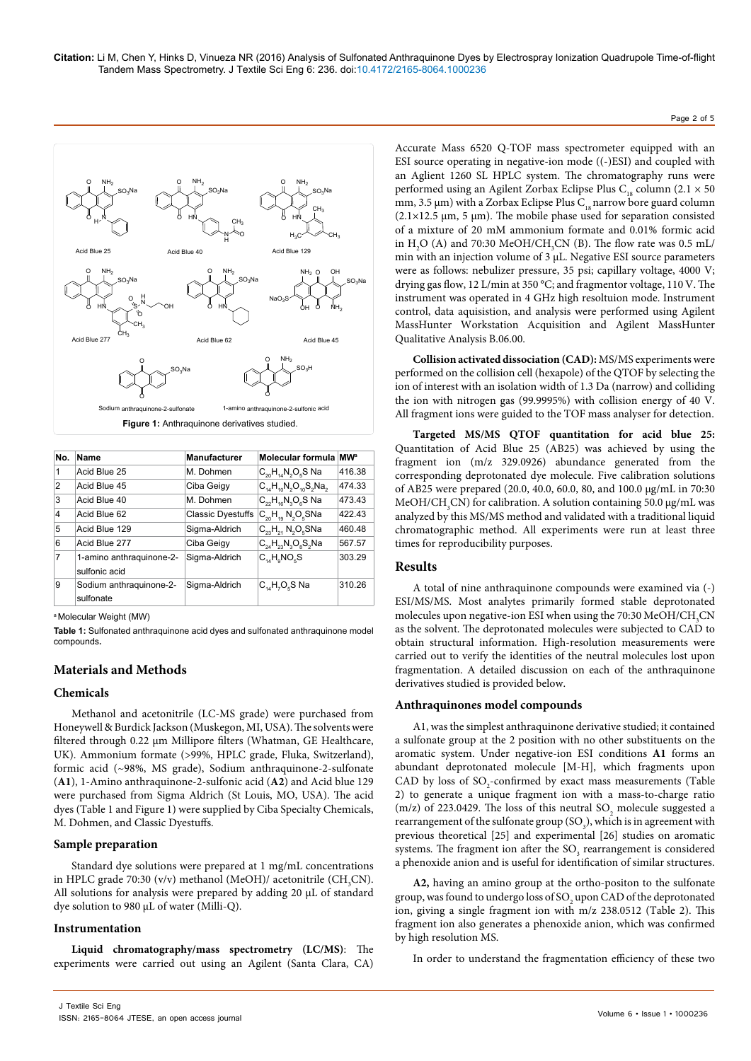Figure 1: Anthraquinone derivatives studied.

| No. | Name | Manufacturer | Molecular formula | MW[a] |
|---|---|---|---|---|
| 1 | Acid Blue 25 | M. Dohmen | $C_{20}H_{14}N_2O_5S$ Na | 416.38 |
| 2 | Acid Blue 45 | Ciba Geigy | $C_{14}H_{10}N_2O_{10}S_2Na_2$ | 474.33 |
| 3 | Acid Blue 40 | M. Dohmen | $C_{22}H_{16}N_3O_6S$ Na | 473.43 |
| 4 | Acid Blue 62 | Classic Dyestuffs | $C_{20}H_{19}N_2O_5SNa$ | 422.43 |
| 5 | Acid Blue 129 | Sigma-Aldrich | $C_{23}H_{21}N_2O_5SNa$ | 460.48 |
| 6 | Acid Blue 277 | Ciba Geigy | $C_{24}H_{23}N_3O_8S_2Na$ | 567.57 |
| 7 | 1-amino anthraquinone-2-sulfonic acid | Sigma-Aldrich | $C_{14}H_9NO_5S$ | 303.29 |
| 9 | Sodium anthraquinone-2-sulfonate | Sigma-Aldrich | $C_{14}H_7O_5S$ Na | 310.26 |

[a] Molecular Weight (MW)

**Table 1:** Sulfonated anthraquinone acid dyes and sulfonated anthraquinone model compounds**.**

## Materials and Methods

### Chemicals

Methanol and acetonitrile (LC-MS grade) were purchased from Honeywell & Burdick Jackson (Muskegon, MI, USA). The solvents were filtered through 0.22 µm Millipore filters (Whatman, GE Healthcare, UK). Ammonium formate (>99%, HPLC grade, Fluka, Switzerland), formic acid (~98%, MS grade), Sodium anthraquinone-2-sulfonate (**A1**), 1-Amino anthraquinone-2-sulfonic acid (**A2**) and Acid blue 129 were purchased from Sigma Aldrich (St Louis, MO, USA). The acid dyes (Table 1 and Figure 1) were supplied by Ciba Specialty Chemicals, M. Dohmen, and Classic Dyestuffs.

### Sample preparation

Standard dye solutions were prepared at 1 mg/mL concentrations in HPLC grade 70:30 (v/v) methanol (MeOH)/ acetonitrile ($CH_3CN$). All solutions for analysis were prepared by adding 20 µL of standard dye solution to 980 µL of water (Milli-Q).

### Instrumentation

**Liquid chromatography/mass spectrometry (LC/MS)**: The experiments were carried out using an Agilent (Santa Clara, CA) Accurate Mass 6520 Q-TOF mass spectrometer equipped with an ESI source operating in negative-ion mode ((-)ESI) and coupled with an Aglient 1260 SL HPLC system. The chromatography runs were performed using an Agilent Zorbax Eclipse Plus $C_{18}$ column (2.1 × 50 mm, 3.5 µm) with a Zorbax Eclipse Plus $C_{18}$ narrow bore guard column (2.1×12.5 µm, 5 µm). The mobile phase used for separation consisted of a mixture of 20 mM ammonium formate and 0.01% formic acid in $H_2O$ (A) and 70:30 MeOH/$CH_3CN$ (B). The flow rate was 0.5 mL/min with an injection volume of 3 µL. Negative ESI source parameters were as follows: nebulizer pressure, 35 psi; capillary voltage, 4000 V; drying gas flow, 12 L/min at 350 °C; and fragmentor voltage, 110 V. The instrument was operated in 4 GHz high resoltuion mode. Instrument control, data aquisistion, and analysis were performed using Agilent MassHunter Workstation Acquisition and Agilent MassHunter Qualitative Analysis B.06.00.

**Collision activated dissociation (CAD):** MS/MS experiments were performed on the collision cell (hexapole) of the QTOF by selecting the ion of interest with an isolation width of 1.3 Da (narrow) and colliding the ion with nitrogen gas (99.9995%) with collision energy of 40 V. All fragment ions were guided to the TOF mass analyser for detection.

**Targeted MS/MS QTOF quantitation for acid blue 25:** Quantitation of Acid Blue 25 (AB25) was achieved by using the fragment ion (m/z 329.0926) abundance generated from the corresponding deprotonated dye molecule. Five calibration solutions of AB25 were prepared (20.0, 40.0, 60.0, 80, and 100.0 µg/mL in 70:30 MeOH/$CH_3CN$) for calibration. A solution containing 50.0 µg/mL was analyzed by this MS/MS method and validated with a traditional liquid chromatographic method. All experiments were run at least three times for reproducibility purposes.

## Results

A total of nine anthraquinone compounds were examined via (-) ESI/MS/MS. Most analytes primarily formed stable deprotonated molecules upon negative-ion ESI when using the 70:30 MeOH/$CH_3CN$ as the solvent. The deprotonated molecules were subjected to CAD to obtain structural information. High-resolution measurements were carried out to verify the identities of the neutral molecules lost upon fragmentation. A detailed discussion on each of the anthraquinone derivatives studied is provided below.

### Anthraquinones model compounds

A1, was the simplest anthraquinone derivative studied; it contained a sulfonate group at the 2 position with no other substituents on the aromatic system. Under negative-ion ESI conditions **A1** forms an abundant deprotonated molecule [M-H], which fragments upon CAD by loss of $SO_2$-confirmed by exact mass measurements (Table 2) to generate a unique fragment ion with a mass-to-charge ratio (m/z) of 223.0429. The loss of this neutral $SO_2$ molecule suggested a rearrangement of the sulfonate group ($SO_3$), which is in agreement with previous theoretical [25] and experimental [26] studies on aromatic systems. The fragment ion after the $SO_3$ rearrangement is considered a phenoxide anion and is useful for identification of similar structures.

**A2,** having an amino group at the ortho-positon to the sulfonate group, was found to undergo loss of $SO_2$ upon CAD of the deprotonated ion, giving a single fragment ion with m/z 238.0512 (Table 2). This fragment ion also generates a phenoxide anion, which was confirmed by high resolution MS.

In order to understand the fragmentation efficiency of these two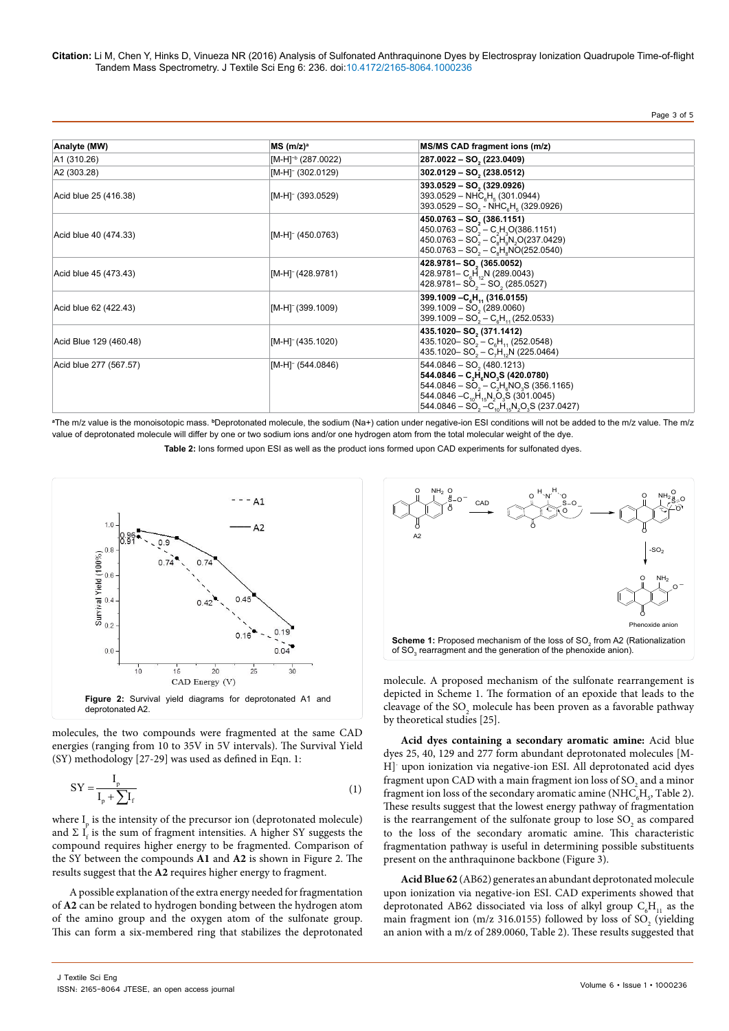| Analyte (MW) | MS (m/z)[a] | MS/MS CAD fragment ions (m/z) |
|---|---|---|
| A1 (310.26) | $[M-H]^{-b}$ (287.0022) | **287.0022 – $SO_2$ (223.0409)** |
| A2 (303.28) | $[M-H]^-$ (302.0129) | **302.0129 – $SO_2$ (238.0512)** |
| Acid blue 25 (416.38) | $[M-H]^-$ (393.0529) | **393.0529 – $SO_2$ (329.0926)**<br>393.0529 – $NHC_6H_5$ (301.0944)<br>393.0529 – $SO_2$ - $NHC_6H_5$ (329.0926) |
| Acid blue 40 (474.33) | $[M-H]^-$ (450.0763) | **450.0763 – $SO_2$ (386.1151)**<br>450.0763 – $SO_2$ – $C_2H_3O$(386.1151)<br>450.0763 – $SO_2$ – $C_8H_9N_2O$(237.0429)<br>450.0763 – $SO_2$ – $C_8H_8NO$(252.0540) |
| Acid blue 45 (473.43) | $[M-H]^-$ (428.9781) | **428.9781– $SO_2$ (365.0052)**<br>428.9781– $C_6H_{12}N$ (289.0043)<br>428.9781– $SO_2$ – $SO_2$ (285.0527) |
| Acid blue 62 (422.43) | $[M-H]^-$ (399.1009) | **399.1009 –$C_6H_{11}$ (316.0155)**<br>399.1009 – $SO_2$ (289.0060)<br>399.1009 – $SO_2$ – $C_6H_{11}$ (252.0533) |
| Acid Blue 129 (460.48) | $[M-H]^-$ (435.1020) | **435.1020– $SO_2$ (371.1412)**<br>435.1020– $SO_2$ – $C_6H_{11}$ (252.0548)<br>435.1020– $SO_2$ – $C_7H_{12}N$ (225.0464) |
| Acid blue 277 (567.57) | $[M-H]^-$ (544.0846) | 544.0846 – $SO_2$ (480.1213)<br>**544.0846 – $C_2H_6NO_3S$ (420.0780)**<br>544.0846 – $SO_2$ – $C_2H_6NO_3S$ (356.1165)<br>544.0846 –$C_{10}H_{15}N_2O_3S$ (301.0045)<br>544.0846 – $SO_2$ –$C_{10}H_{15}N_2O_3S$ (237.0427) |

[a]The m/z value is the monoisotopic mass. [b]Deprotonated molecule, the sodium (Na+) cation under negative-ion ESI conditions will not be added to the m/z value. The m/z value of deprotonated molecule will differ by one or two sodium ions and/or one hydrogen atom from the total molecular weight of the dye.

**Table 2:** Ions formed upon ESI as well as the product ions formed upon CAD experiments for sulfonated dyes.

**Figure 2:** Survival yield diagrams for deprotonated A1 and deprotonated A2.

molecules, the two compounds were fragmented at the same CAD energies (ranging from 10 to 35V in 5V intervals). The Survival Yield (SY) methodology [27-29] was used as defined in Eqn. 1:

$$SY = \frac{I_p}{I_p + \sum I_f} \tag{1}$$

where $I_p$ is the intensity of the precursor ion (deprotonated molecule) and $\Sigma I_f$ is the sum of fragment intensities. A higher SY suggests the compound requires higher energy to be fragmented. Comparison of the SY between the compounds **A1** and **A2** is shown in Figure 2. The results suggest that the **A2** requires higher energy to fragment.

A possible explanation of the extra energy needed for fragmentation of **A2** can be related to hydrogen bonding between the hydrogen atom of the amino group and the oxygen atom of the sulfonate group. This can form a six-membered ring that stabilizes the deprotonated molecule. A proposed mechanism of the sulfonate rearrangement is depicted in Scheme 1. The formation of an epoxide that leads to the cleavage of the $SO_2$ molecule has been proven as a favorable pathway by theoretical studies [25].

**Scheme 1:** Proposed mechanism of the loss of $SO_2$ from A2 (Rationalization of $SO_3$ rearragment and the generation of the phenoxide anion).

**Acid dyes containing a secondary aromatic amine:** Acid blue dyes 25, 40, 129 and 277 form abundant deprotonated molecules $[M-H]^-$ upon ionization via negative-ion ESI. All deprotonated acid dyes fragment upon CAD with a main fragment ion loss of $SO_2$ and a minor fragment ion loss of the secondary aromatic amine ($NHC_6H_5$, Table 2). These results suggest that the lowest energy pathway of fragmentation is the rearrangement of the sulfonate group to lose $SO_2$ as compared to the loss of the secondary aromatic amine. This characteristic fragmentation pathway is useful in determining possible substituents present on the anthraquinone backbone (Figure 3).

**Acid Blue 62** (AB62) generates an abundant deprotonated molecule upon ionization via negative-ion ESI. CAD experiments showed that deprotonated AB62 dissociated via loss of alkyl group $C_6H_{11}$ as the main fragment ion (m/z 316.0155) followed by loss of $SO_2$ (yielding an anion with a m/z of 289.0060, Table 2). These results suggested that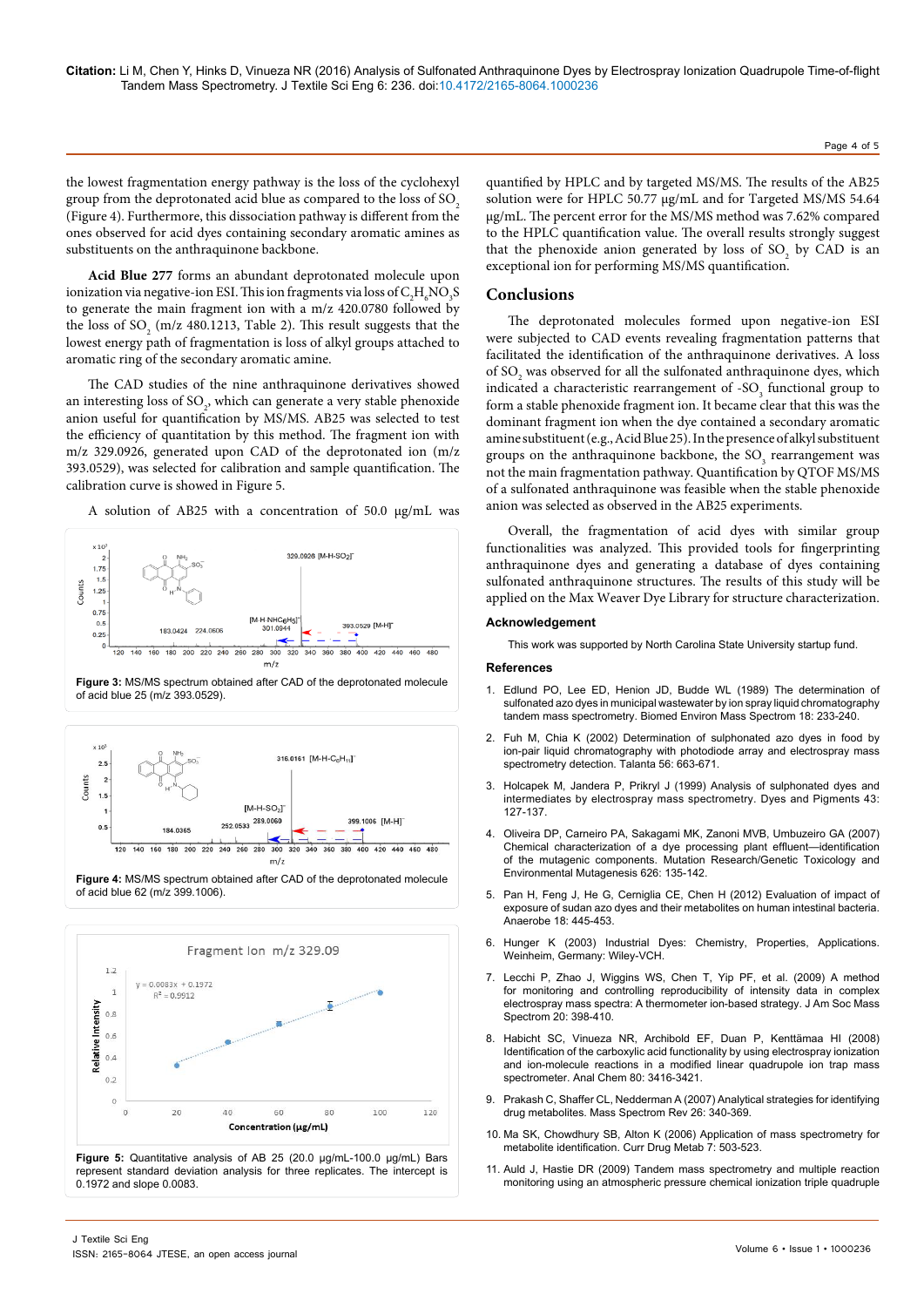the lowest fragmentation energy pathway is the loss of the cyclohexyl group from the deprotonated acid blue as compared to the loss of $SO_2$ (Figure 4). Furthermore, this dissociation pathway is different from the ones observed for acid dyes containing secondary aromatic amines as substituents on the anthraquinone backbone.

**Acid Blue 277** forms an abundant deprotonated molecule upon ionization via negative-ion ESI. This ion fragments via loss of $C_2H_6NO_3S$ to generate the main fragment ion with a m/z 420.0780 followed by the loss of $SO_2$ (m/z 480.1213, Table 2). This result suggests that the lowest energy path of fragmentation is loss of alkyl groups attached to aromatic ring of the secondary aromatic amine.

The CAD studies of the nine anthraquinone derivatives showed an interesting loss of $SO_2$, which can generate a very stable phenoxide anion useful for quantification by MS/MS. AB25 was selected to test the efficiency of quantitation by this method. The fragment ion with m/z 329.0926, generated upon CAD of the deprotonated ion (m/z 393.0529), was selected for calibration and sample quantification. The calibration curve is showed in Figure 5.

A solution of AB25 with a concentration of 50.0 μg/mL was quantified by HPLC and by targeted MS/MS. The results of the AB25 solution were for HPLC 50.77 μg/mL and for Targeted MS/MS 54.64 μg/mL. The percent error for the MS/MS method was 7.62% compared to the HPLC quantification value. The overall results strongly suggest that the phenoxide anion generated by loss of $SO_2$ by CAD is an exceptional ion for performing MS/MS quantification.

**Figure 3:** MS/MS spectrum obtained after CAD of the deprotonated molecule of acid blue 25 (m/z 393.0529).

**Figure 4:** MS/MS spectrum obtained after CAD of the deprotonated molecule of acid blue 62 (m/z 399.1006).

**Figure 5:** Quantitative analysis of AB 25 (20.0 μg/mL-100.0 μg/mL) Bars represent standard deviation analysis for three replicates. The intercept is 0.1972 and slope 0.0083.

## Conclusions

The deprotonated molecules formed upon negative-ion ESI were subjected to CAD events revealing fragmentation patterns that facilitated the identification of the anthraquinone derivatives. A loss of $SO_2$ was observed for all the sulfonated anthraquinone dyes, which indicated a characteristic rearrangement of $-SO_3$ functional group to form a stable phenoxide fragment ion. It became clear that this was the dominant fragment ion when the dye contained a secondary aromatic amine substituent (e.g., Acid Blue 25). In the presence of alkyl substituent groups on the anthraquinone backbone, the $SO_3$ rearrangement was not the main fragmentation pathway. Quantification by QTOF MS/MS of a sulfonated anthraquinone was feasible when the stable phenoxide anion was selected as observed in the AB25 experiments.

Overall, the fragmentation of acid dyes with similar group functionalities was analyzed. This provided tools for fingerprinting anthraquinone dyes and generating a database of dyes containing sulfonated anthraquinone structures. The results of this study will be applied on the Max Weaver Dye Library for structure characterization.

### Acknowledgement

This work was supported by North Carolina State University startup fund.

### References

1. Edlund PO, Lee ED, Henion JD, Budde WL (1989) The determination of sulfonated azo dyes in municipal wastewater by ion spray liquid chromatography tandem mass spectrometry. Biomed Environ Mass Spectrom 18: 233-240.
2. Fuh M, Chia K (2002) Determination of sulphonated azo dyes in food by ion-pair liquid chromatography with photodiode array and electrospray mass spectrometry detection. Talanta 56: 663-671.
3. Holcapek M, Jandera P, Prikryl J (1999) Analysis of sulphonated dyes and intermediates by electrospray mass spectrometry. Dyes and Pigments 43: 127-137.
4. Oliveira DP, Carneiro PA, Sakagami MK, Zanoni MVB, Umbuzeiro GA (2007) Chemical characterization of a dye processing plant effluent—identification of the mutagenic components. Mutation Research/Genetic Toxicology and Environmental Mutagenesis 626: 135-142.
5. Pan H, Feng J, He G, Cerniglia CE, Chen H (2012) Evaluation of impact of exposure of sudan azo dyes and their metabolites on human intestinal bacteria. Anaerobe 18: 445-453.
6. Hunger K (2003) Industrial Dyes: Chemistry, Properties, Applications. Weinheim, Germany: Wiley-VCH.
7. Lecchi P, Zhao J, Wiggins WS, Chen T, Yip PF, et al. (2009) A method for monitoring and controlling reproducibility of intensity data in complex electrospray mass spectra: A thermometer ion-based strategy. J Am Soc Mass Spectrom 20: 398-410.
8. Habicht SC, Vinueza NR, Archibold EF, Duan P, Kenttämaa HI (2008) Identification of the carboxylic acid functionality by using electrospray ionization and ion-molecule reactions in a modified linear quadrupole ion trap mass spectrometer. Anal Chem 80: 3416-3421.
9. Prakash C, Shaffer CL, Nedderman A (2007) Analytical strategies for identifying drug metabolites. Mass Spectrom Rev 26: 340-369.
10. Ma SK, Chowdhury SB, Alton K (2006) Application of mass spectrometry for metabolite identification. Curr Drug Metab 7: 503-523.
11. Auld J, Hastie DR (2009) Tandem mass spectrometry and multiple reaction monitoring using an atmospheric pressure chemical ionization triple quadruple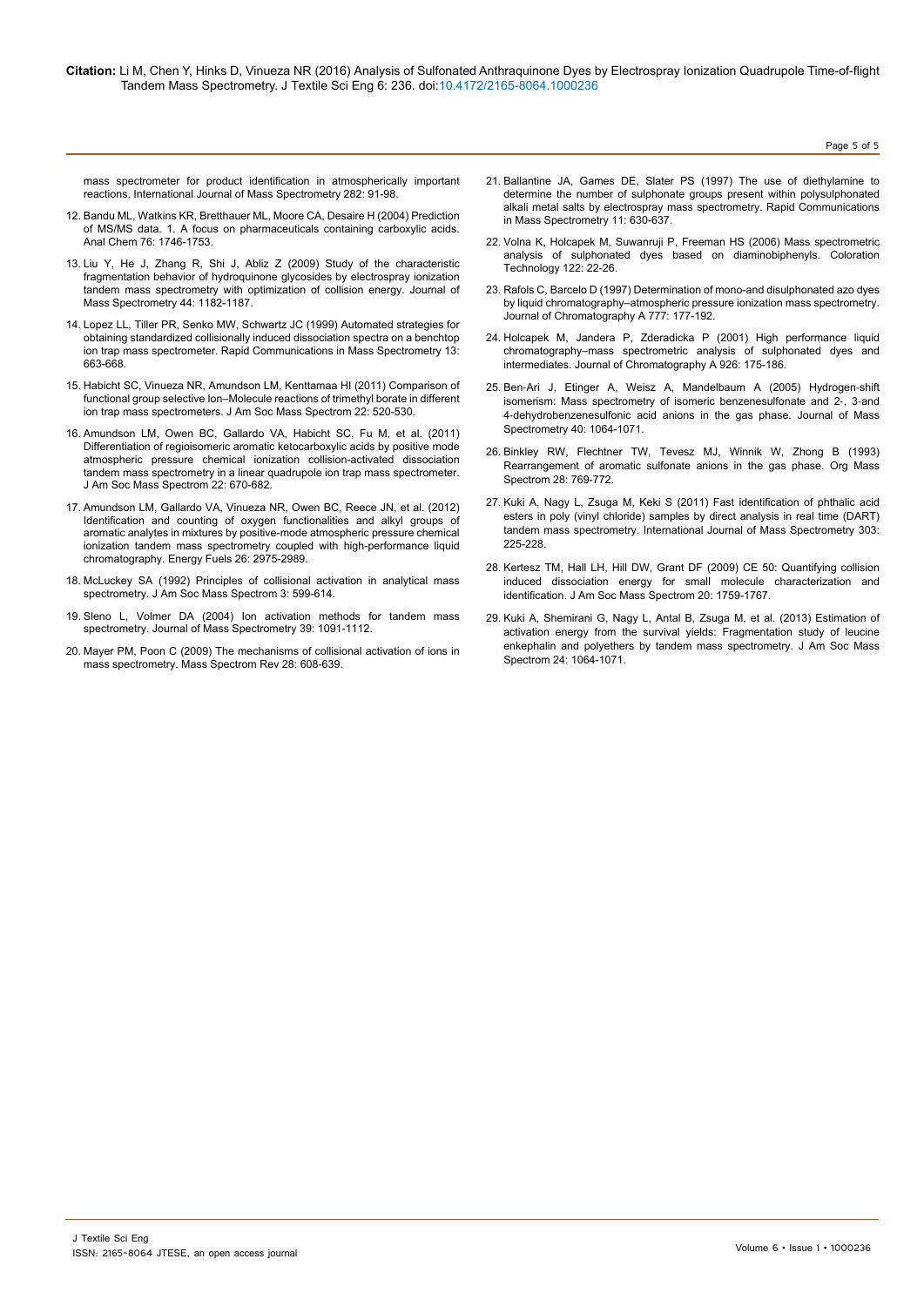mass spectrometer for product identification in atmospherically important reactions. International Journal of Mass Spectrometry 282: 91-98.

12. Bandu ML, Watkins KR, Bretthauer ML, Moore CA, Desaire H (2004) Prediction of MS/MS data. 1. A focus on pharmaceuticals containing carboxylic acids. Anal Chem 76: 1746-1753.
13. Liu Y, He J, Zhang R, Shi J, Abliz Z (2009) Study of the characteristic fragmentation behavior of hydroquinone glycosides by electrospray ionization tandem mass spectrometry with optimization of collision energy. Journal of Mass Spectrometry 44: 1182-1187.
14. Lopez LL, Tiller PR, Senko MW, Schwartz JC (1999) Automated strategies for obtaining standardized collisionally induced dissociation spectra on a benchtop ion trap mass spectrometer. Rapid Communications in Mass Spectrometry 13: 663-668.
15. Habicht SC, Vinueza NR, Amundson LM, Kenttamaa HI (2011) Comparison of functional group selective Ion–Molecule reactions of trimethyl borate in different ion trap mass spectrometers. J Am Soc Mass Spectrom 22: 520-530.
16. Amundson LM, Owen BC, Gallardo VA, Habicht SC, Fu M, et al. (2011) Differentiation of regioisomeric aromatic ketocarboxylic acids by positive mode atmospheric pressure chemical ionization collision-activated dissociation tandem mass spectrometry in a linear quadrupole ion trap mass spectrometer. J Am Soc Mass Spectrom 22: 670-682.
17. Amundson LM, Gallardo VA, Vinueza NR, Owen BC, Reece JN, et al. (2012) Identification and counting of oxygen functionalities and alkyl groups of aromatic analytes in mixtures by positive-mode atmospheric pressure chemical ionization tandem mass spectrometry coupled with high-performance liquid chromatography. Energy Fuels 26: 2975-2989.
18. McLuckey SA (1992) Principles of collisional activation in analytical mass spectrometry. J Am Soc Mass Spectrom 3: 599-614.
19. Sleno L, Volmer DA (2004) Ion activation methods for tandem mass spectrometry. Journal of Mass Spectrometry 39: 1091-1112.
20. Mayer PM, Poon C (2009) The mechanisms of collisional activation of ions in mass spectrometry. Mass Spectrom Rev 28: 608-639.
21. Ballantine JA, Games DE, Slater PS (1997) The use of diethylamine to determine the number of sulphonate groups present within polysulphonated alkali metal salts by electrospray mass spectrometry. Rapid Communications in Mass Spectrometry 11: 630-637.
22. Volna K, Holcapek M, Suwanruji P, Freeman HS (2006) Mass spectrometric analysis of sulphonated dyes based on diaminobiphenyls. Coloration Technology 122: 22-26.
23. Rafols C, Barcelo D (1997) Determination of mono-and disulphonated azo dyes by liquid chromatography–atmospheric pressure ionization mass spectrometry. Journal of Chromatography A 777: 177-192.
24. Holcapek M, Jandera P, Zderadicka P (2001) High performance liquid chromatography–mass spectrometric analysis of sulphonated dyes and intermediates. Journal of Chromatography A 926: 175-186.
25. Ben-Ari J, Etinger A, Weisz A, Mandelbaum A (2005) Hydrogen-shift isomerism: Mass spectrometry of isomeric benzenesulfonate and 2-, 3-and 4-dehydrobenzenesulfonic acid anions in the gas phase. Journal of Mass Spectrometry 40: 1064-1071.
26. Binkley RW, Flechtner TW, Tevesz MJ, Winnik W, Zhong B (1993) Rearrangement of aromatic sulfonate anions in the gas phase. Org Mass Spectrom 28: 769-772.
27. Kuki A, Nagy L, Zsuga M, Keki S (2011) Fast identification of phthalic acid esters in poly (vinyl chloride) samples by direct analysis in real time (DART) tandem mass spectrometry. International Journal of Mass Spectrometry 303: 225-228.
28. Kertesz TM, Hall LH, Hill DW, Grant DF (2009) CE 50: Quantifying collision induced dissociation energy for small molecule characterization and identification. J Am Soc Mass Spectrom 20: 1759-1767.
29. Kuki A, Shemirani G, Nagy L, Antal B, Zsuga M, et al. (2013) Estimation of activation energy from the survival yields: Fragmentation study of leucine enkephalin and polyethers by tandem mass spectrometry. J Am Soc Mass Spectrom 24: 1064-1071.